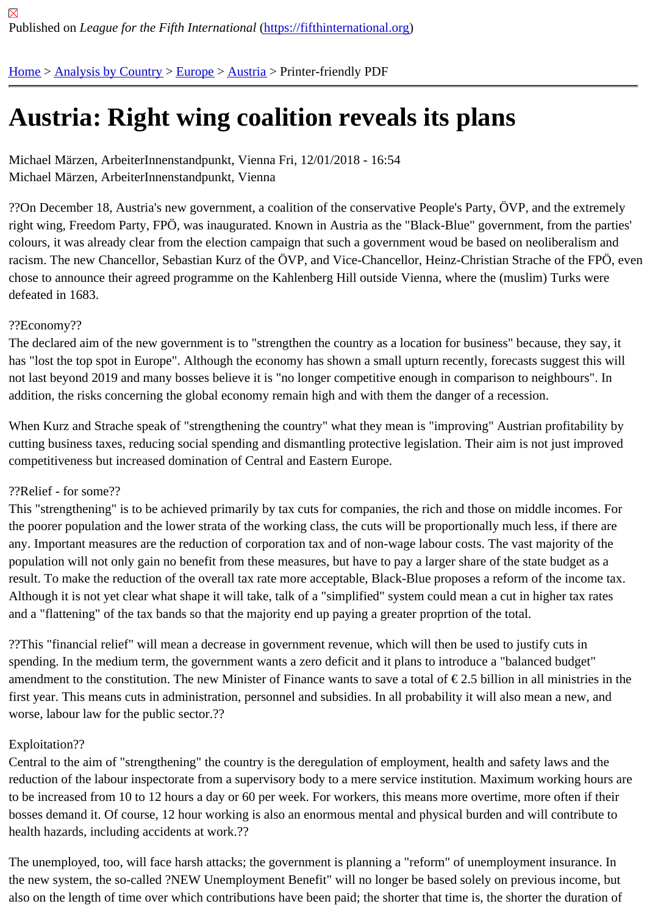Published on *League for the Fifth International* (https://fifthinternational.org)

Home > Analysis by Country > Europe > Austria > Printer-friendly PDF

# Austria: Right wing coalition reveals its plans

Michael Märzen, ArbeiterInnenstandpunkt, Vienna Fri, 12/01/2018 - 16:54
Michael Märzen, ArbeiterInnenstandpunkt, Vienna

??On December 18, Austria's new government, a coalition of the conservative People's Party, ÖVP, and the extremely right wing, Freedom Party, FPÖ, was inaugurated. Known in Austria as the "Black-Blue" government, from the parties' colours, it was already clear from the election campaign that such a government woud be based on neoliberalism and racism. The new Chancellor, Sebastian Kurz of the ÖVP, and Vice-Chancellor, Heinz-Christian Strache of the FPÖ, even chose to announce their agreed programme on the Kahlenberg Hill outside Vienna, where the (muslim) Turks were defeated in 1683.

??Economy??

The declared aim of the new government is to "strengthen the country as a location for business" because, they say, it has "lost the top spot in Europe". Although the economy has shown a small upturn recently, forecasts suggest this will not last beyond 2019 and many bosses believe it is "no longer competitive enough in comparison to neighbours". In addition, the risks concerning the global economy remain high and with them the danger of a recession.

When Kurz and Strache speak of "strengthening the country" what they mean is "improving" Austrian profitability by cutting business taxes, reducing social spending and dismantling protective legislation. Their aim is not just improved competitiveness but increased domination of Central and Eastern Europe.

??Relief - for some??

This "strengthening" is to be achieved primarily by tax cuts for companies, the rich and those on middle incomes. For the poorer population and the lower strata of the working class, the cuts will be proportionally much less, if there are any. Important measures are the reduction of corporation tax and of non-wage labour costs. The vast majority of the population will not only gain no benefit from these measures, but have to pay a larger share of the state budget as a result. To make the reduction of the overall tax rate more acceptable, Black-Blue proposes a reform of the income tax. Although it is not yet clear what shape it will take, talk of a "simplified" system could mean a cut in higher tax rates and a "flattening" of the tax bands so that the majority end up paying a greater proprtion of the total.

??This "financial relief" will mean a decrease in government revenue, which will then be used to justify cuts in spending. In the medium term, the government wants a zero deficit and it plans to introduce a "balanced budget" amendment to the constitution. The new Minister of Finance wants to save a total of € 2.5 billion in all ministries in the first year. This means cuts in administration, personnel and subsidies. In all probability it will also mean a new, and worse, labour law for the public sector.??

Exploitation??

Central to the aim of "strengthening" the country is the deregulation of employment, health and safety laws and the reduction of the labour inspectorate from a supervisory body to a mere service institution. Maximum working hours are to be increased from 10 to 12 hours a day or 60 per week. For workers, this means more overtime, more often if their bosses demand it. Of course, 12 hour working is also an enormous mental and physical burden and will contribute to health hazards, including accidents at work.??

The unemployed, too, will face harsh attacks; the government is planning a "reform" of unemployment insurance. In the new system, the so-called ?NEW Unemployment Benefit" will no longer be based solely on previous income, but also on the length of time over which contributions have been paid; the shorter that time is, the shorter the duration of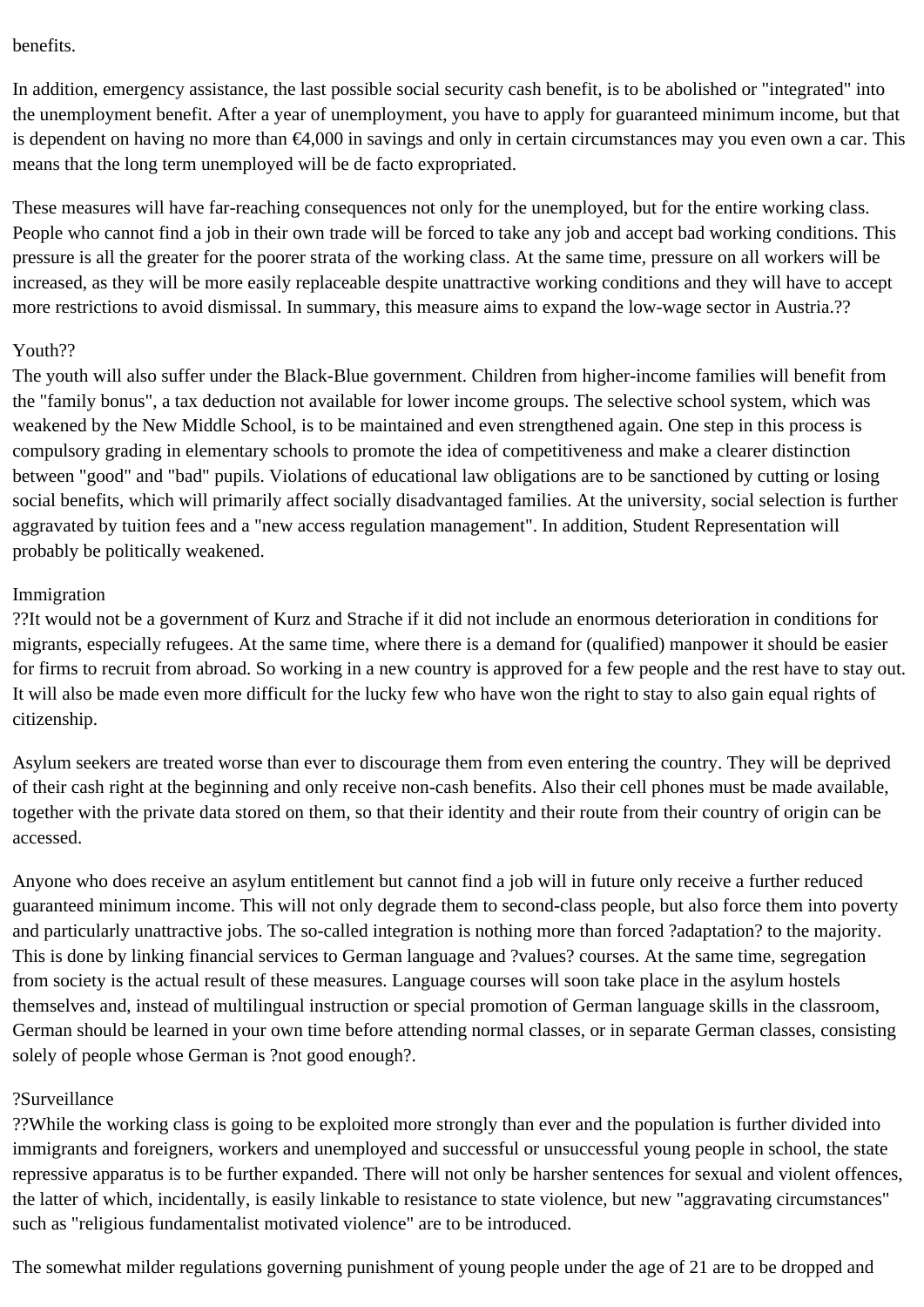benefits.

In addition, emergency assistance, the last possible social security cash benefit, is to be abolished or "integrated" into the unemployment benefit. After a year of unemployment, you have to apply for guaranteed minimum income, but that is dependent on having no more than €4,000 in savings and only in certain circumstances may you even own a car. This means that the long term unemployed will be de facto expropriated.

These measures will have far-reaching consequences not only for the unemployed, but for the entire working class. People who cannot find a job in their own trade will be forced to take any job and accept bad working conditions. This pressure is all the greater for the poorer strata of the working class. At the same time, pressure on all workers will be increased, as they will be more easily replaceable despite unattractive working conditions and they will have to accept more restrictions to avoid dismissal. In summary, this measure aims to expand the low-wage sector in Austria.??

## Youth??

The youth will also suffer under the Black-Blue government. Children from higher-income families will benefit from the "family bonus", a tax deduction not available for lower income groups. The selective school system, which was weakened by the New Middle School, is to be maintained and even strengthened again. One step in this process is compulsory grading in elementary schools to promote the idea of competitiveness and make a clearer distinction between "good" and "bad" pupils. Violations of educational law obligations are to be sanctioned by cutting or losing social benefits, which will primarily affect socially disadvantaged families. At the university, social selection is further aggravated by tuition fees and a "new access regulation management". In addition, Student Representation will probably be politically weakened.

## Immigration

??It would not be a government of Kurz and Strache if it did not include an enormous deterioration in conditions for migrants, especially refugees. At the same time, where there is a demand for (qualified) manpower it should be easier for firms to recruit from abroad. So working in a new country is approved for a few people and the rest have to stay out. It will also be made even more difficult for the lucky few who have won the right to stay to also gain equal rights of citizenship.

Asylum seekers are treated worse than ever to discourage them from even entering the country. They will be deprived of their cash right at the beginning and only receive non-cash benefits. Also their cell phones must be made available, together with the private data stored on them, so that their identity and their route from their country of origin can be accessed.

Anyone who does receive an asylum entitlement but cannot find a job will in future only receive a further reduced guaranteed minimum income. This will not only degrade them to second-class people, but also force them into poverty and particularly unattractive jobs. The so-called integration is nothing more than forced ?adaptation? to the majority. This is done by linking financial services to German language and ?values? courses. At the same time, segregation from society is the actual result of these measures. Language courses will soon take place in the asylum hostels themselves and, instead of multilingual instruction or special promotion of German language skills in the classroom, German should be learned in your own time before attending normal classes, or in separate German classes, consisting solely of people whose German is ?not good enough?.

## ?Surveillance

??While the working class is going to be exploited more strongly than ever and the population is further divided into immigrants and foreigners, workers and unemployed and successful or unsuccessful young people in school, the state repressive apparatus is to be further expanded. There will not only be harsher sentences for sexual and violent offences, the latter of which, incidentally, is easily linkable to resistance to state violence, but new "aggravating circumstances" such as "religious fundamentalist motivated violence" are to be introduced.

The somewhat milder regulations governing punishment of young people under the age of 21 are to be dropped and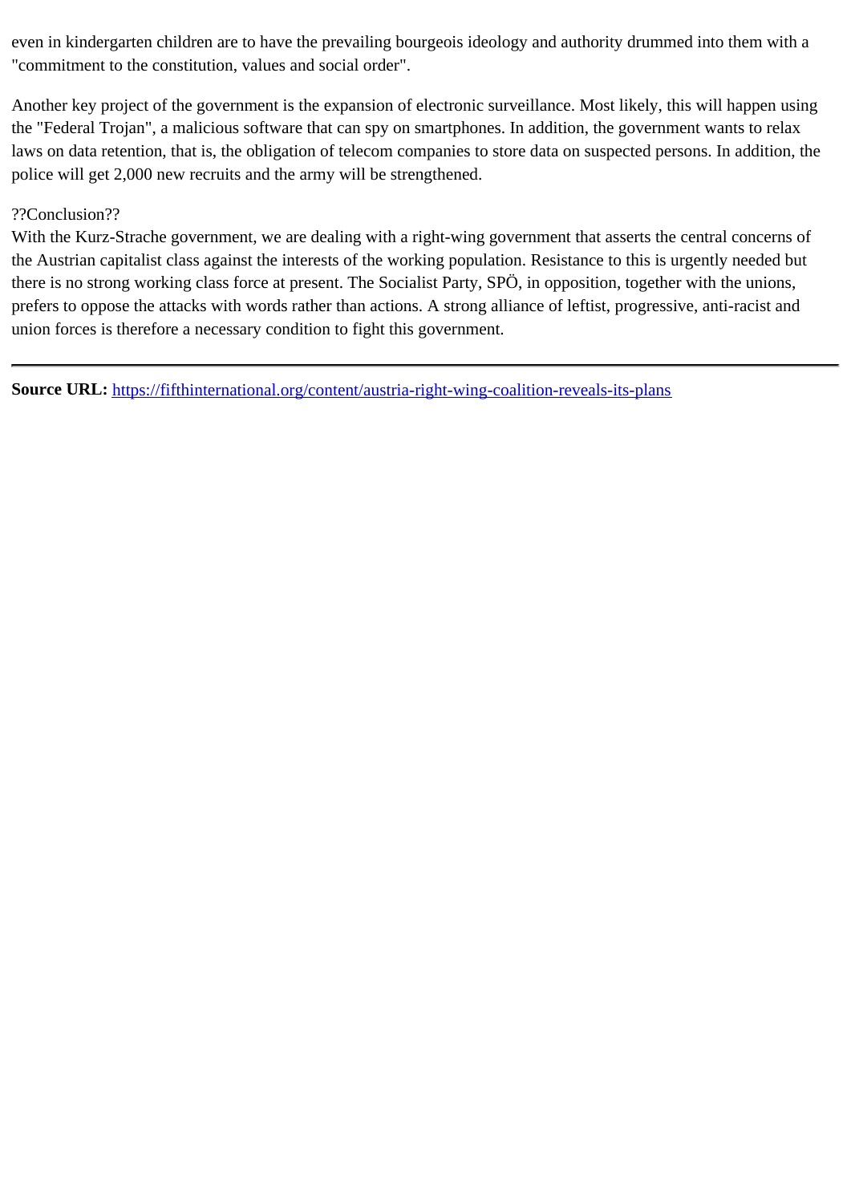even in kindergarten children are to have the prevailing bourgeois ideology and authority drummed into them with a "commitment to the constitution, values and social order".

Another key project of the government is the expansion of electronic surveillance. Most likely, this will happen using the "Federal Trojan", a malicious software that can spy on smartphones. In addition, the government wants to relax laws on data retention, that is, the obligation of telecom companies to store data on suspected persons. In addition, the police will get 2,000 new recruits and the army will be strengthened.

??Conclusion??
With the Kurz-Strache government, we are dealing with a right-wing government that asserts the central concerns of the Austrian capitalist class against the interests of the working population. Resistance to this is urgently needed but there is no strong working class force at present. The Socialist Party, SPÖ, in opposition, together with the unions, prefers to oppose the attacks with words rather than actions. A strong alliance of leftist, progressive, anti-racist and union forces is therefore a necessary condition to fight this government.

---

**Source URL:** https://fifthinternational.org/content/austria-right-wing-coalition-reveals-its-plans